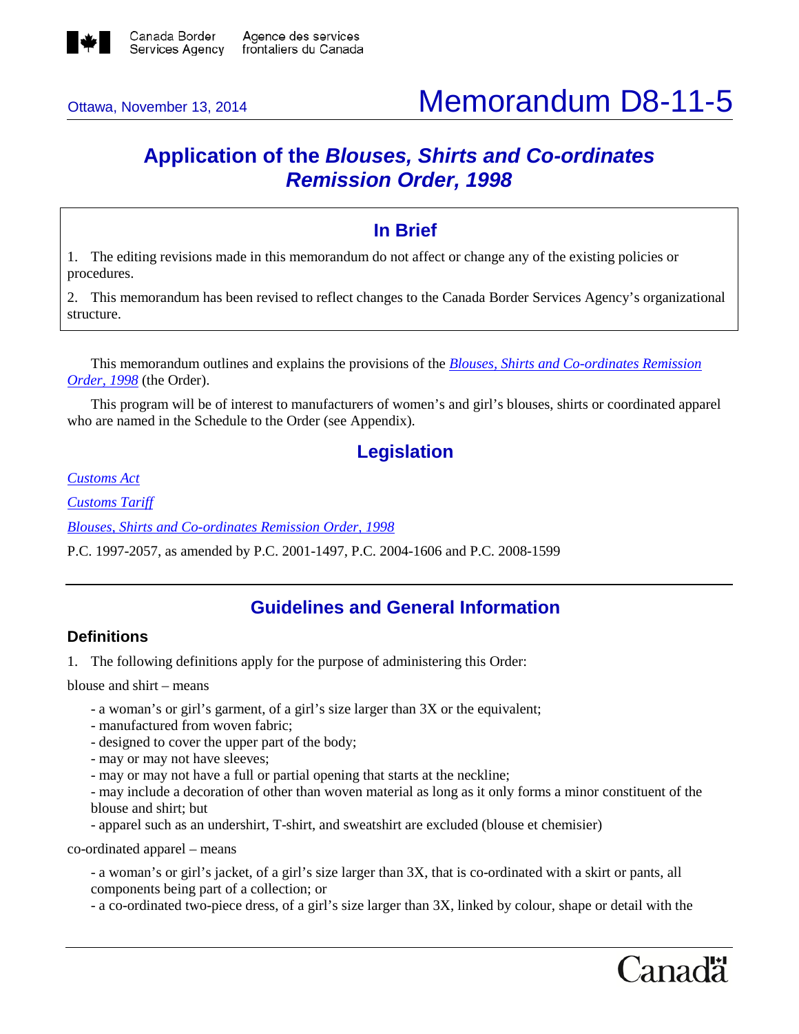Canada Border Services Agency | Agence des services frontaliers du Canada

Ottawa, November 13, 2014

# Memorandum D8-11-5

## Application of the *Blouses, Shirts and Co-ordinates Remission Order, 1998*

### In Brief

1. The editing revisions made in this memorandum do not affect or change any of the existing policies or procedures.

2. This memorandum has been revised to reflect changes to the Canada Border Services Agency's organizational structure.

This memorandum outlines and explains the provisions of the *Blouses, Shirts and Co-ordinates Remission Order, 1998* (the Order).

This program will be of interest to manufacturers of women's and girl's blouses, shirts or coordinated apparel who are named in the Schedule to the Order (see Appendix).

## Legislation

*Customs Act*

*Customs Tariff*

*Blouses, Shirts and Co-ordinates Remission Order, 1998*

P.C. 1997-2057, as amended by P.C. 2001-1497, P.C. 2004-1606 and P.C. 2008-1599

## Guidelines and General Information

### Definitions

1. The following definitions apply for the purpose of administering this Order:

blouse and shirt – means

- a woman's or girl's garment, of a girl's size larger than 3X or the equivalent;
- manufactured from woven fabric;
- designed to cover the upper part of the body;
- may or may not have sleeves;
- may or may not have a full or partial opening that starts at the neckline;
- may include a decoration of other than woven material as long as it only forms a minor constituent of the blouse and shirt; but
- apparel such as an undershirt, T-shirt, and sweatshirt are excluded (blouse et chemisier)

co-ordinated apparel – means

- a woman's or girl's jacket, of a girl's size larger than 3X, that is co-ordinated with a skirt or pants, all components being part of a collection; or
- a co-ordinated two-piece dress, of a girl's size larger than 3X, linked by colour, shape or detail with the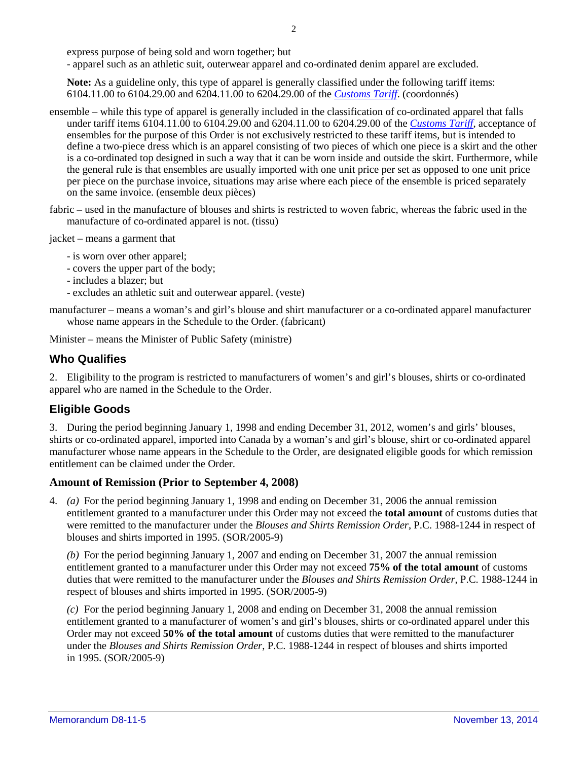express purpose of being sold and worn together; but
- apparel such as an athletic suit, outerwear apparel and co-ordinated denim apparel are excluded.

**Note:** As a guideline only, this type of apparel is generally classified under the following tariff items: 6104.11.00 to 6104.29.00 and 6204.11.00 to 6204.29.00 of the *Customs Tariff*. (coordonnés)

ensemble – while this type of apparel is generally included in the classification of co-ordinated apparel that falls under tariff items 6104.11.00 to 6104.29.00 and 6204.11.00 to 6204.29.00 of the *Customs Tariff*, acceptance of ensembles for the purpose of this Order is not exclusively restricted to these tariff items, but is intended to define a two-piece dress which is an apparel consisting of two pieces of which one piece is a skirt and the other is a co-ordinated top designed in such a way that it can be worn inside and outside the skirt. Furthermore, while the general rule is that ensembles are usually imported with one unit price per set as opposed to one unit price per piece on the purchase invoice, situations may arise where each piece of the ensemble is priced separately on the same invoice. (ensemble deux pièces)

fabric – used in the manufacture of blouses and shirts is restricted to woven fabric, whereas the fabric used in the manufacture of co-ordinated apparel is not. (tissu)

jacket – means a garment that

- is worn over other apparel;
- covers the upper part of the body;
- includes a blazer; but
- excludes an athletic suit and outerwear apparel. (veste)

manufacturer – means a woman's and girl's blouse and shirt manufacturer or a co-ordinated apparel manufacturer whose name appears in the Schedule to the Order. (fabricant)

Minister – means the Minister of Public Safety (ministre)

## Who Qualifies

2. Eligibility to the program is restricted to manufacturers of women's and girl's blouses, shirts or co-ordinated apparel who are named in the Schedule to the Order.

## Eligible Goods

3. During the period beginning January 1, 1998 and ending December 31, 2012, women's and girls' blouses, shirts or co-ordinated apparel, imported into Canada by a woman's and girl's blouse, shirt or co-ordinated apparel manufacturer whose name appears in the Schedule to the Order, are designated eligible goods for which remission entitlement can be claimed under the Order.

### Amount of Remission (Prior to September 4, 2008)

4. *(a)* For the period beginning January 1, 1998 and ending on December 31, 2006 the annual remission entitlement granted to a manufacturer under this Order may not exceed the **total amount** of customs duties that were remitted to the manufacturer under the *Blouses and Shirts Remission Order*, P.C. 1988-1244 in respect of blouses and shirts imported in 1995. (SOR/2005-9)

*(b)* For the period beginning January 1, 2007 and ending on December 31, 2007 the annual remission entitlement granted to a manufacturer under this Order may not exceed **75% of the total amount** of customs duties that were remitted to the manufacturer under the *Blouses and Shirts Remission Order*, P.C. 1988-1244 in respect of blouses and shirts imported in 1995. (SOR/2005-9)

*(c)* For the period beginning January 1, 2008 and ending on December 31, 2008 the annual remission entitlement granted to a manufacturer of women's and girl's blouses, shirts or co-ordinated apparel under this Order may not exceed **50% of the total amount** of customs duties that were remitted to the manufacturer under the *Blouses and Shirts Remission Order*, P.C. 1988-1244 in respect of blouses and shirts imported in 1995. (SOR/2005-9)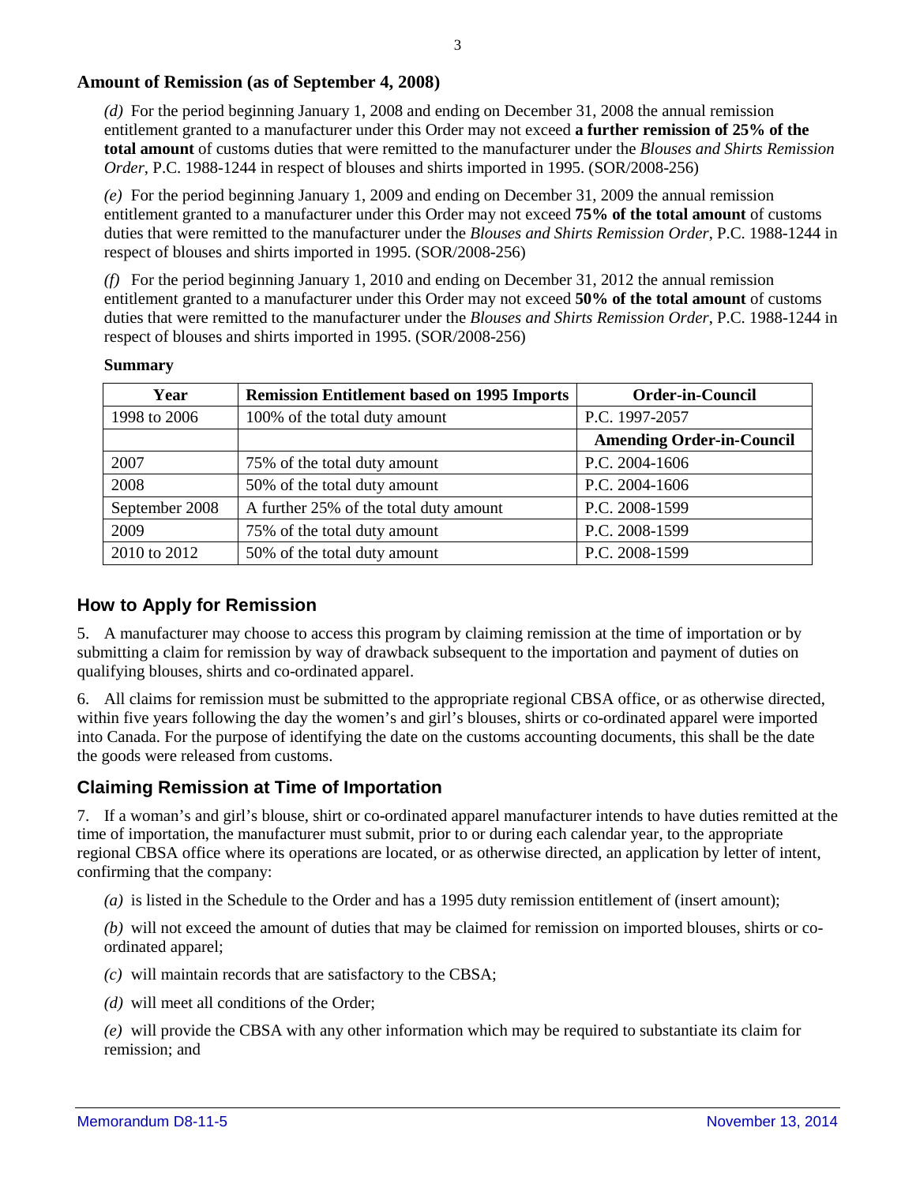### Amount of Remission (as of September 4, 2008)

*(d)* For the period beginning January 1, 2008 and ending on December 31, 2008 the annual remission entitlement granted to a manufacturer under this Order may not exceed **a further remission of 25% of the total amount** of customs duties that were remitted to the manufacturer under the *Blouses and Shirts Remission Order*, P.C. 1988-1244 in respect of blouses and shirts imported in 1995. (SOR/2008-256)

*(e)* For the period beginning January 1, 2009 and ending on December 31, 2009 the annual remission entitlement granted to a manufacturer under this Order may not exceed **75% of the total amount** of customs duties that were remitted to the manufacturer under the *Blouses and Shirts Remission Order*, P.C. 1988-1244 in respect of blouses and shirts imported in 1995. (SOR/2008-256)

*(f)* For the period beginning January 1, 2010 and ending on December 31, 2012 the annual remission entitlement granted to a manufacturer under this Order may not exceed **50% of the total amount** of customs duties that were remitted to the manufacturer under the *Blouses and Shirts Remission Order*, P.C. 1988-1244 in respect of blouses and shirts imported in 1995. (SOR/2008-256)

**Summary**

| Year | Remission Entitlement based on 1995 Imports | Order-in-Council |
|---|---|---|
| 1998 to 2006 | 100% of the total duty amount | P.C. 1997-2057 |
| | | **Amending Order-in-Council** |
| 2007 | 75% of the total duty amount | P.C. 2004-1606 |
| 2008 | 50% of the total duty amount | P.C. 2004-1606 |
| September 2008 | A further 25% of the total duty amount | P.C. 2008-1599 |
| 2009 | 75% of the total duty amount | P.C. 2008-1599 |
| 2010 to 2012 | 50% of the total duty amount | P.C. 2008-1599 |

## How to Apply for Remission

5. A manufacturer may choose to access this program by claiming remission at the time of importation or by submitting a claim for remission by way of drawback subsequent to the importation and payment of duties on qualifying blouses, shirts and co-ordinated apparel.

6. All claims for remission must be submitted to the appropriate regional CBSA office, or as otherwise directed, within five years following the day the women's and girl's blouses, shirts or co-ordinated apparel were imported into Canada. For the purpose of identifying the date on the customs accounting documents, this shall be the date the goods were released from customs.

## Claiming Remission at Time of Importation

7. If a woman's and girl's blouse, shirt or co-ordinated apparel manufacturer intends to have duties remitted at the time of importation, the manufacturer must submit, prior to or during each calendar year, to the appropriate regional CBSA office where its operations are located, or as otherwise directed, an application by letter of intent, confirming that the company:

*(a)* is listed in the Schedule to the Order and has a 1995 duty remission entitlement of (insert amount);

*(b)* will not exceed the amount of duties that may be claimed for remission on imported blouses, shirts or co-ordinated apparel;

*(c)* will maintain records that are satisfactory to the CBSA;

*(d)* will meet all conditions of the Order;

*(e)* will provide the CBSA with any other information which may be required to substantiate its claim for remission; and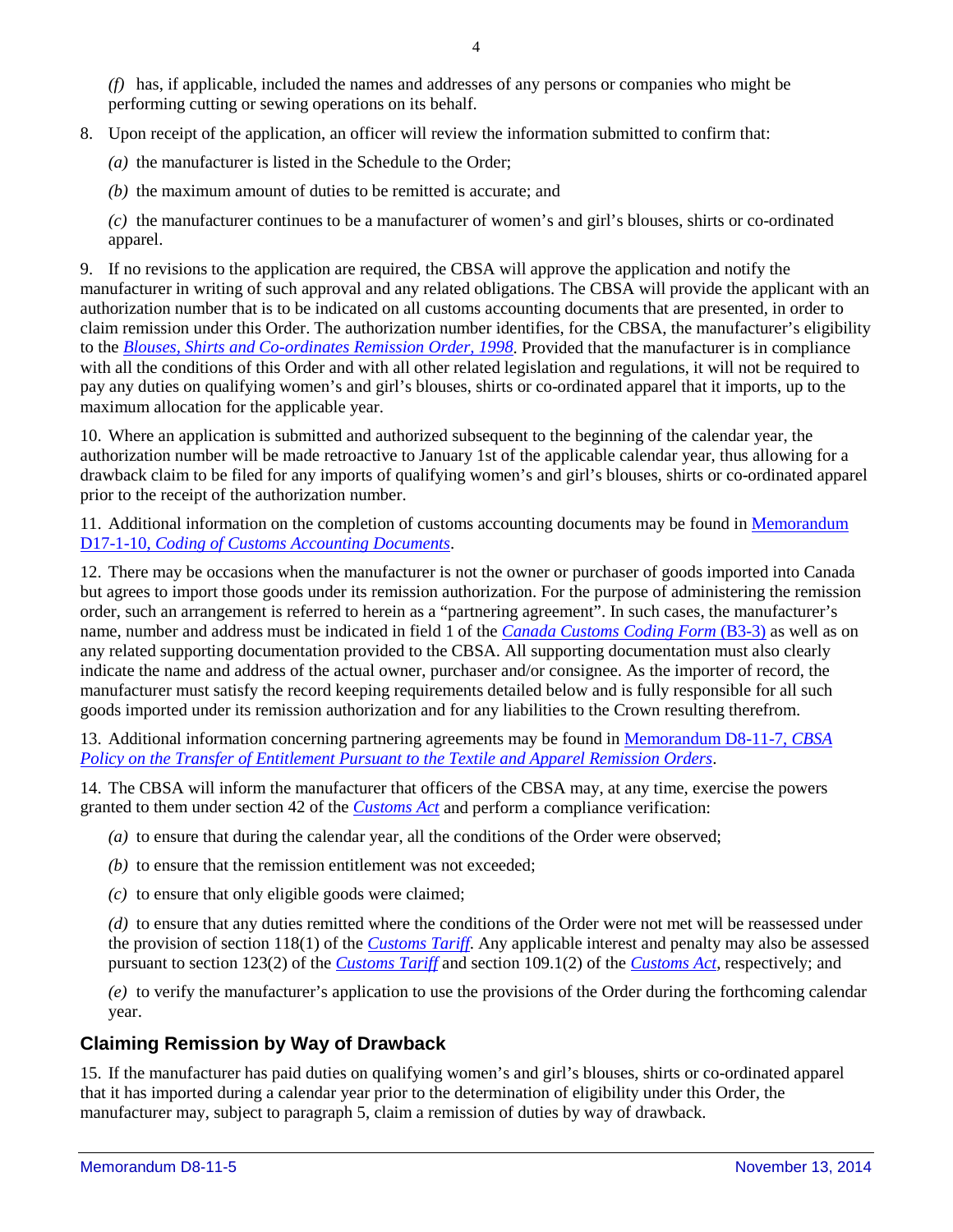*(f)* has, if applicable, included the names and addresses of any persons or companies who might be performing cutting or sewing operations on its behalf.

8. Upon receipt of the application, an officer will review the information submitted to confirm that:

*(a)* the manufacturer is listed in the Schedule to the Order;

*(b)* the maximum amount of duties to be remitted is accurate; and

*(c)* the manufacturer continues to be a manufacturer of women's and girl's blouses, shirts or co-ordinated apparel.

9. If no revisions to the application are required, the CBSA will approve the application and notify the manufacturer in writing of such approval and any related obligations. The CBSA will provide the applicant with an authorization number that is to be indicated on all customs accounting documents that are presented, in order to claim remission under this Order. The authorization number identifies, for the CBSA, the manufacturer's eligibility to the *Blouses, Shirts and Co-ordinates Remission Order, 1998*. Provided that the manufacturer is in compliance with all the conditions of this Order and with all other related legislation and regulations, it will not be required to pay any duties on qualifying women's and girl's blouses, shirts or co-ordinated apparel that it imports, up to the maximum allocation for the applicable year.

10. Where an application is submitted and authorized subsequent to the beginning of the calendar year, the authorization number will be made retroactive to January 1st of the applicable calendar year, thus allowing for a drawback claim to be filed for any imports of qualifying women's and girl's blouses, shirts or co-ordinated apparel prior to the receipt of the authorization number.

11. Additional information on the completion of customs accounting documents may be found in Memorandum D17-1-10, *Coding of Customs Accounting Documents*.

12. There may be occasions when the manufacturer is not the owner or purchaser of goods imported into Canada but agrees to import those goods under its remission authorization. For the purpose of administering the remission order, such an arrangement is referred to herein as a "partnering agreement". In such cases, the manufacturer's name, number and address must be indicated in field 1 of the *Canada Customs Coding Form* (B3-3) as well as on any related supporting documentation provided to the CBSA. All supporting documentation must also clearly indicate the name and address of the actual owner, purchaser and/or consignee. As the importer of record, the manufacturer must satisfy the record keeping requirements detailed below and is fully responsible for all such goods imported under its remission authorization and for any liabilities to the Crown resulting therefrom.

13. Additional information concerning partnering agreements may be found in Memorandum D8-11-7, *CBSA Policy on the Transfer of Entitlement Pursuant to the Textile and Apparel Remission Orders*.

14. The CBSA will inform the manufacturer that officers of the CBSA may, at any time, exercise the powers granted to them under section 42 of the *Customs Act* and perform a compliance verification:

*(a)* to ensure that during the calendar year, all the conditions of the Order were observed;

*(b)* to ensure that the remission entitlement was not exceeded;

*(c)* to ensure that only eligible goods were claimed;

*(d)* to ensure that any duties remitted where the conditions of the Order were not met will be reassessed under the provision of section 118(1) of the *Customs Tariff*. Any applicable interest and penalty may also be assessed pursuant to section 123(2) of the *Customs Tariff* and section 109.1(2) of the *Customs Act*, respectively; and

*(e)* to verify the manufacturer's application to use the provisions of the Order during the forthcoming calendar year.

## Claiming Remission by Way of Drawback

15. If the manufacturer has paid duties on qualifying women's and girl's blouses, shirts or co-ordinated apparel that it has imported during a calendar year prior to the determination of eligibility under this Order, the manufacturer may, subject to paragraph 5, claim a remission of duties by way of drawback.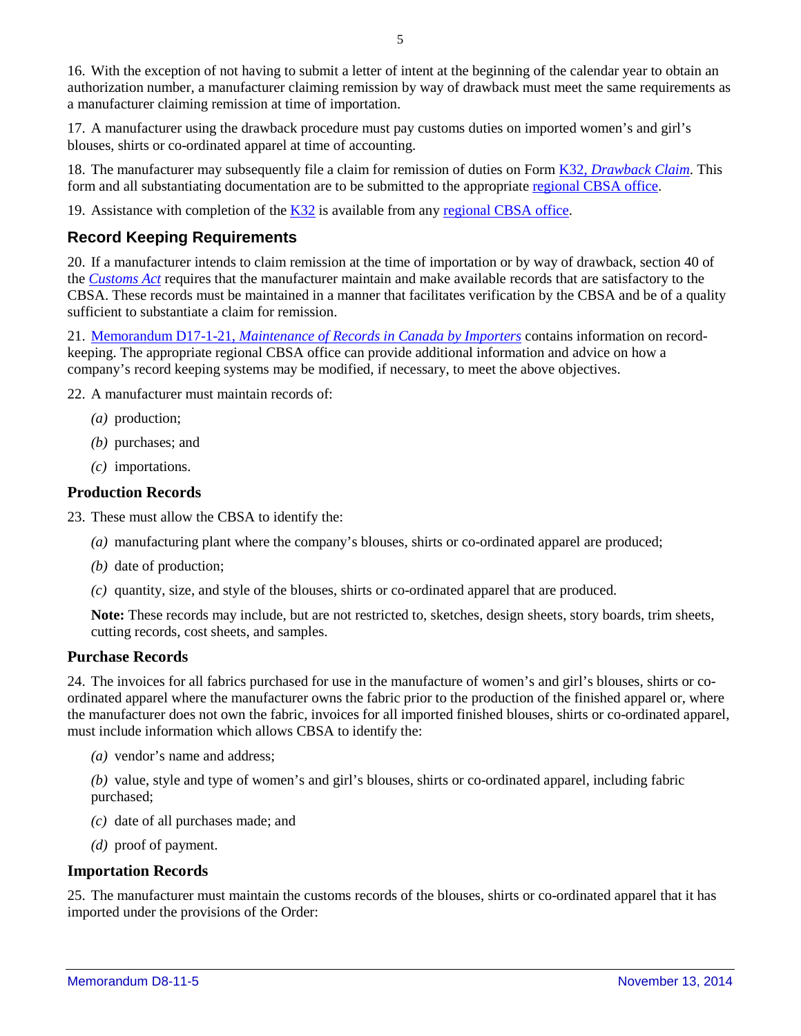16. With the exception of not having to submit a letter of intent at the beginning of the calendar year to obtain an authorization number, a manufacturer claiming remission by way of drawback must meet the same requirements as a manufacturer claiming remission at time of importation.

17. A manufacturer using the drawback procedure must pay customs duties on imported women's and girl's blouses, shirts or co-ordinated apparel at time of accounting.

18. The manufacturer may subsequently file a claim for remission of duties on Form K32, *Drawback Claim*. This form and all substantiating documentation are to be submitted to the appropriate regional CBSA office.

19. Assistance with completion of the K32 is available from any regional CBSA office.

## Record Keeping Requirements

20. If a manufacturer intends to claim remission at the time of importation or by way of drawback, section 40 of the *Customs Act* requires that the manufacturer maintain and make available records that are satisfactory to the CBSA. These records must be maintained in a manner that facilitates verification by the CBSA and be of a quality sufficient to substantiate a claim for remission.

21. Memorandum D17-1-21, *Maintenance of Records in Canada by Importers* contains information on record-keeping. The appropriate regional CBSA office can provide additional information and advice on how a company's record keeping systems may be modified, if necessary, to meet the above objectives.

22. A manufacturer must maintain records of:

*(a)* production;

*(b)* purchases; and

*(c)* importations.

### Production Records

23. These must allow the CBSA to identify the:

*(a)* manufacturing plant where the company's blouses, shirts or co-ordinated apparel are produced;

*(b)* date of production;

*(c)* quantity, size, and style of the blouses, shirts or co-ordinated apparel that are produced.

**Note:** These records may include, but are not restricted to, sketches, design sheets, story boards, trim sheets, cutting records, cost sheets, and samples.

### Purchase Records

24. The invoices for all fabrics purchased for use in the manufacture of women's and girl's blouses, shirts or co-ordinated apparel where the manufacturer owns the fabric prior to the production of the finished apparel or, where the manufacturer does not own the fabric, invoices for all imported finished blouses, shirts or co-ordinated apparel, must include information which allows CBSA to identify the:

*(a)* vendor's name and address;

*(b)* value, style and type of women's and girl's blouses, shirts or co-ordinated apparel, including fabric purchased;

*(c)* date of all purchases made; and

*(d)* proof of payment.

### Importation Records

25. The manufacturer must maintain the customs records of the blouses, shirts or co-ordinated apparel that it has imported under the provisions of the Order: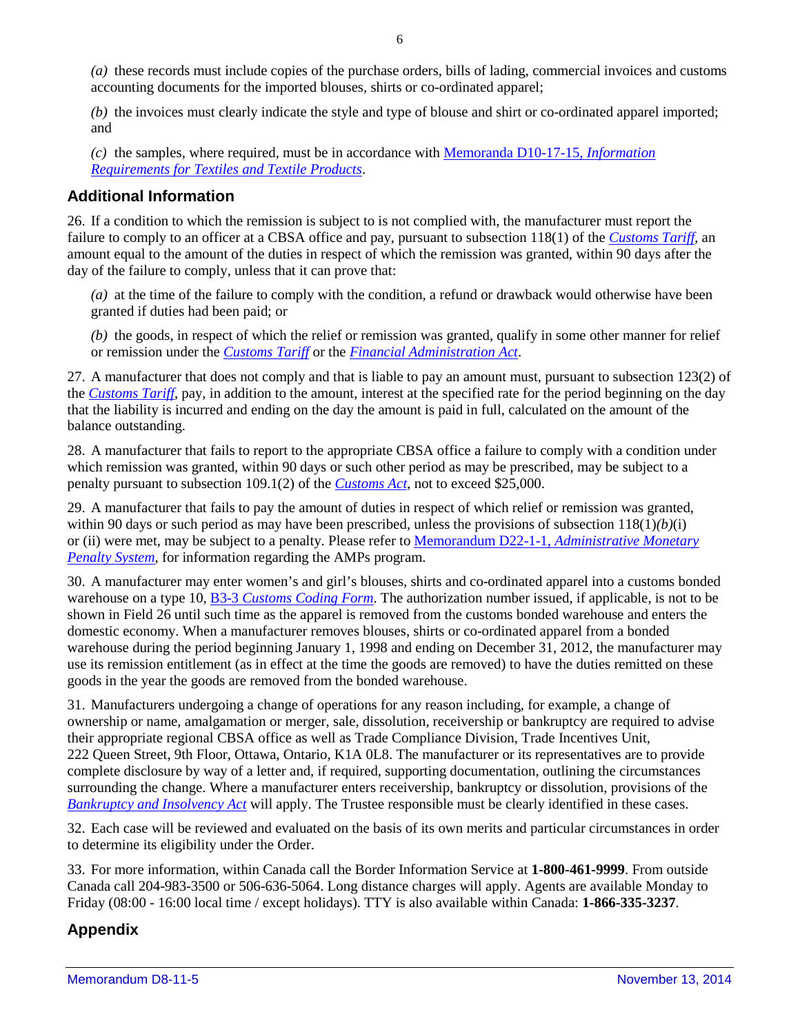(a) these records must include copies of the purchase orders, bills of lading, commercial invoices and customs accounting documents for the imported blouses, shirts or co-ordinated apparel;

(b) the invoices must clearly indicate the style and type of blouse and shirt or co-ordinated apparel imported; and

(c) the samples, where required, must be in accordance with Memoranda D10-17-15, *Information Requirements for Textiles and Textile Products*.

## Additional Information

26. If a condition to which the remission is subject to is not complied with, the manufacturer must report the failure to comply to an officer at a CBSA office and pay, pursuant to subsection 118(1) of the *Customs Tariff*, an amount equal to the amount of the duties in respect of which the remission was granted, within 90 days after the day of the failure to comply, unless that it can prove that:

(a) at the time of the failure to comply with the condition, a refund or drawback would otherwise have been granted if duties had been paid; or

(b) the goods, in respect of which the relief or remission was granted, qualify in some other manner for relief or remission under the *Customs Tariff* or the *Financial Administration Act*.

27. A manufacturer that does not comply and that is liable to pay an amount must, pursuant to subsection 123(2) of the *Customs Tariff*, pay, in addition to the amount, interest at the specified rate for the period beginning on the day that the liability is incurred and ending on the day the amount is paid in full, calculated on the amount of the balance outstanding.

28. A manufacturer that fails to report to the appropriate CBSA office a failure to comply with a condition under which remission was granted, within 90 days or such other period as may be prescribed, may be subject to a penalty pursuant to subsection 109.1(2) of the *Customs Act*, not to exceed $25,000.

29. A manufacturer that fails to pay the amount of duties in respect of which relief or remission was granted, within 90 days or such period as may have been prescribed, unless the provisions of subsection 118(1)*(b)*(i) or (ii) were met, may be subject to a penalty. Please refer to Memorandum D22-1-1, *Administrative Monetary Penalty System*, for information regarding the AMPs program.

30. A manufacturer may enter women's and girl's blouses, shirts and co-ordinated apparel into a customs bonded warehouse on a type 10, B3-3 *Customs Coding Form*. The authorization number issued, if applicable, is not to be shown in Field 26 until such time as the apparel is removed from the customs bonded warehouse and enters the domestic economy. When a manufacturer removes blouses, shirts or co-ordinated apparel from a bonded warehouse during the period beginning January 1, 1998 and ending on December 31, 2012, the manufacturer may use its remission entitlement (as in effect at the time the goods are removed) to have the duties remitted on these goods in the year the goods are removed from the bonded warehouse.

31. Manufacturers undergoing a change of operations for any reason including, for example, a change of ownership or name, amalgamation or merger, sale, dissolution, receivership or bankruptcy are required to advise their appropriate regional CBSA office as well as Trade Compliance Division, Trade Incentives Unit, 222 Queen Street, 9th Floor, Ottawa, Ontario, K1A 0L8. The manufacturer or its representatives are to provide complete disclosure by way of a letter and, if required, supporting documentation, outlining the circumstances surrounding the change. Where a manufacturer enters receivership, bankruptcy or dissolution, provisions of the *Bankruptcy and Insolvency Act* will apply. The Trustee responsible must be clearly identified in these cases.

32. Each case will be reviewed and evaluated on the basis of its own merits and particular circumstances in order to determine its eligibility under the Order.

33. For more information, within Canada call the Border Information Service at **1-800-461-9999**. From outside Canada call 204-983-3500 or 506-636-5064. Long distance charges will apply. Agents are available Monday to Friday (08:00 - 16:00 local time / except holidays). TTY is also available within Canada: **1-866-335-3237**.

## Appendix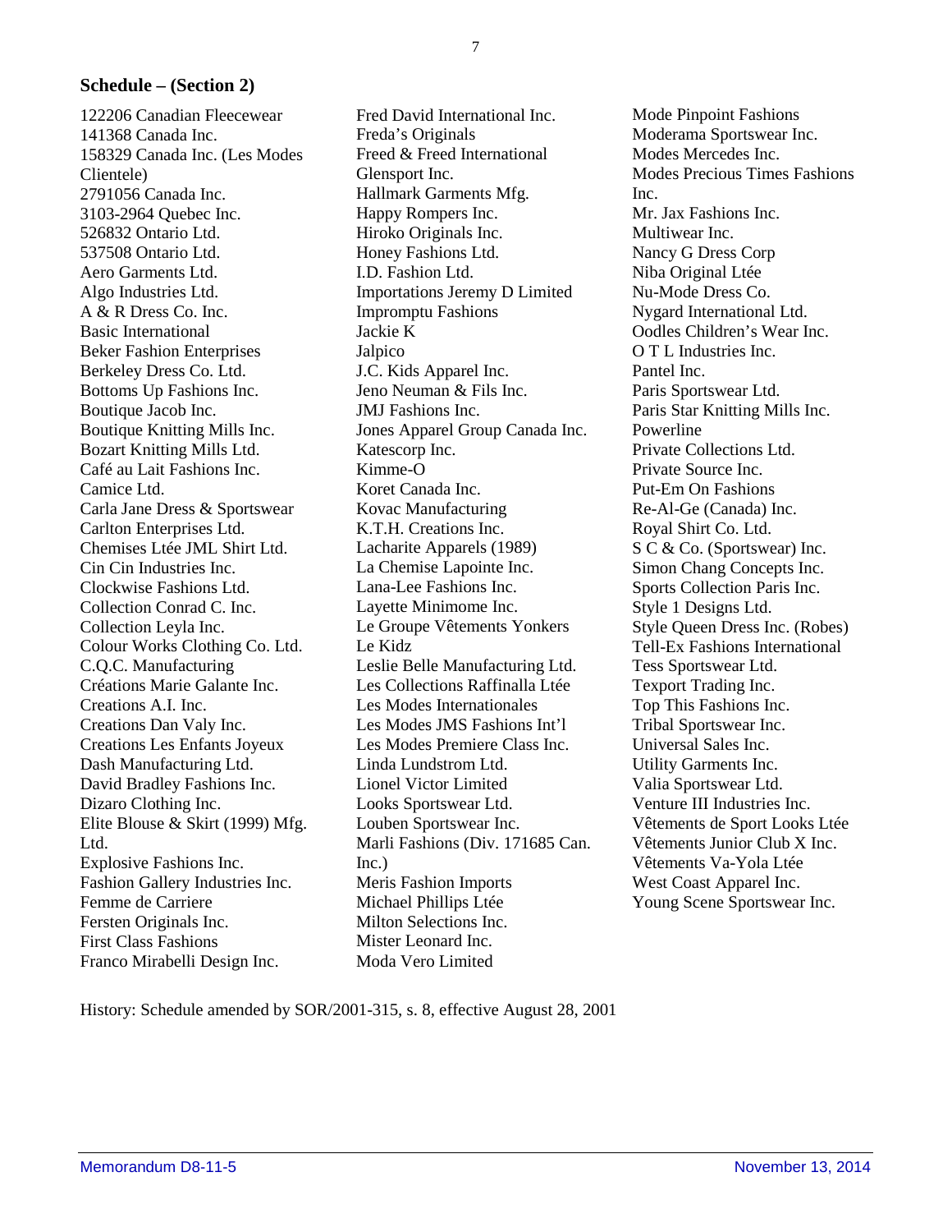**Schedule – (Section 2)**

122206 Canadian Fleecewear
141368 Canada Inc.
158329 Canada Inc. (Les Modes Clientele)
2791056 Canada Inc.
3103-2964 Quebec Inc.
526832 Ontario Ltd.
537508 Ontario Ltd.
Aero Garments Ltd.
Algo Industries Ltd.
A & R Dress Co. Inc.
Basic International
Beker Fashion Enterprises
Berkeley Dress Co. Ltd.
Bottoms Up Fashions Inc.
Boutique Jacob Inc.
Boutique Knitting Mills Inc.
Bozart Knitting Mills Ltd.
Café au Lait Fashions Inc.
Camice Ltd.
Carla Jane Dress & Sportswear
Carlton Enterprises Ltd.
Chemises Ltée JML Shirt Ltd.
Cin Cin Industries Inc.
Clockwise Fashions Ltd.
Collection Conrad C. Inc.
Collection Leyla Inc.
Colour Works Clothing Co. Ltd.
C.Q.C. Manufacturing
Créations Marie Galante Inc.
Creations A.I. Inc.
Creations Dan Valy Inc.
Creations Les Enfants Joyeux
Dash Manufacturing Ltd.
David Bradley Fashions Inc.
Dizaro Clothing Inc.
Elite Blouse & Skirt (1999) Mfg. Ltd.
Explosive Fashions Inc.
Fashion Gallery Industries Inc.
Femme de Carriere
Fersten Originals Inc.
First Class Fashions
Franco Mirabelli Design Inc.
Fred David International Inc.
Freda's Originals
Freed & Freed International
Glensport Inc.
Hallmark Garments Mfg.
Happy Rompers Inc.
Hiroko Originals Inc.
Honey Fashions Ltd.
I.D. Fashion Ltd.
Importations Jeremy D Limited
Impromptu Fashions
Jackie K
Jalpico
J.C. Kids Apparel Inc.
Jeno Neuman & Fils Inc.
JMJ Fashions Inc.
Jones Apparel Group Canada Inc.
Katescorp Inc.
Kimme-O
Koret Canada Inc.
Kovac Manufacturing
K.T.H. Creations Inc.
Lacharite Apparels (1989)
La Chemise Lapointe Inc.
Lana-Lee Fashions Inc.
Layette Minimome Inc.
Le Groupe Vêtements Yonkers
Le Kidz
Leslie Belle Manufacturing Ltd.
Les Collections Raffinalla Ltée
Les Modes Internationales
Les Modes JMS Fashions Int'l
Les Modes Premiere Class Inc.
Linda Lundstrom Ltd.
Lionel Victor Limited
Looks Sportswear Ltd.
Louben Sportswear Inc.
Marli Fashions (Div. 171685 Can. Inc.)
Meris Fashion Imports
Michael Phillips Ltée
Milton Selections Inc.
Mister Leonard Inc.
Moda Vero Limited
Mode Pinpoint Fashions
Moderama Sportswear Inc.
Modes Mercedes Inc.
Modes Precious Times Fashions Inc.
Mr. Jax Fashions Inc.
Multiwear Inc.
Nancy G Dress Corp
Niba Original Ltée
Nu-Mode Dress Co.
Nygard International Ltd.
Oodles Children's Wear Inc.
O T L Industries Inc.
Pantel Inc.
Paris Sportswear Ltd.
Paris Star Knitting Mills Inc.
Powerline
Private Collections Ltd.
Private Source Inc.
Put-Em On Fashions
Re-Al-Ge (Canada) Inc.
Royal Shirt Co. Ltd.
S C & Co. (Sportswear) Inc.
Simon Chang Concepts Inc.
Sports Collection Paris Inc.
Style 1 Designs Ltd.
Style Queen Dress Inc. (Robes)
Tell-Ex Fashions International
Tess Sportswear Ltd.
Texport Trading Inc.
Top This Fashions Inc.
Tribal Sportswear Inc.
Universal Sales Inc.
Utility Garments Inc.
Valia Sportswear Ltd.
Venture III Industries Inc.
Vêtements de Sport Looks Ltée
Vêtements Junior Club X Inc.
Vêtements Va-Yola Ltée
West Coast Apparel Inc.
Young Scene Sportswear Inc.

History: Schedule amended by SOR/2001-315, s. 8, effective August 28, 2001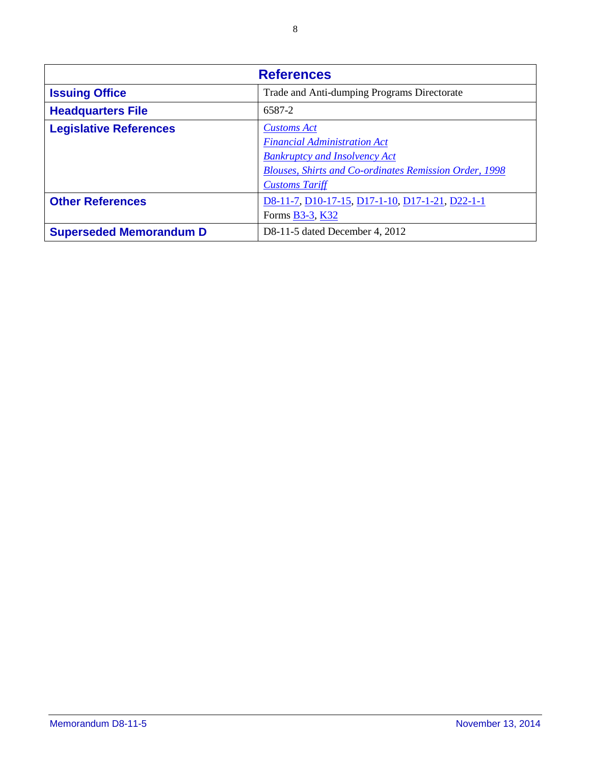| References | |
|---|---|
| **Issuing Office** | Trade and Anti-dumping Programs Directorate |
| **Headquarters File** | 6587-2 |
| **Legislative References** | *Customs Act*<br>*Financial Administration Act*<br>*Bankruptcy and Insolvency Act*<br>*Blouses, Shirts and Co-ordinates Remission Order, 1998*<br>*Customs Tariff* |
| **Other References** | D8-11-7, D10-17-15, D17-1-10, D17-1-21, D22-1-1<br>Forms B3-3, K32 |
| **Superseded Memorandum D** | D8-11-5 dated December 4, 2012 |